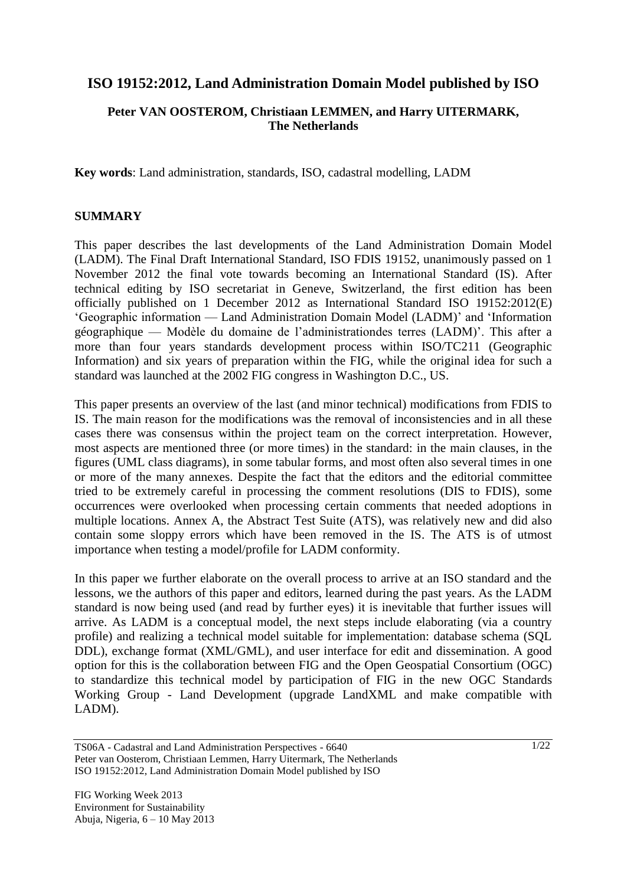# ISO 19152:2012, Land Administration Domain Model published by ISO

**Peter VAN OOSTEROM, Christiaan LEMMEN, and Harry UITERMARK, The Netherlands**

**Key words**: Land administration, standards, ISO, cadastral modelling, LADM

## SUMMARY

This paper describes the last developments of the Land Administration Domain Model (LADM). The Final Draft International Standard, ISO FDIS 19152, unanimously passed on 1 November 2012 the final vote towards becoming an International Standard (IS). After technical editing by ISO secretariat in Geneve, Switzerland, the first edition has been officially published on 1 December 2012 as International Standard ISO 19152:2012(E) 'Geographic information — Land Administration Domain Model (LADM)' and 'Information géographique — Modèle du domaine de l'administrationdes terres (LADM)'. This after a more than four years standards development process within ISO/TC211 (Geographic Information) and six years of preparation within the FIG, while the original idea for such a standard was launched at the 2002 FIG congress in Washington D.C., US.

This paper presents an overview of the last (and minor technical) modifications from FDIS to IS. The main reason for the modifications was the removal of inconsistencies and in all these cases there was consensus within the project team on the correct interpretation. However, most aspects are mentioned three (or more times) in the standard: in the main clauses, in the figures (UML class diagrams), in some tabular forms, and most often also several times in one or more of the many annexes. Despite the fact that the editors and the editorial committee tried to be extremely careful in processing the comment resolutions (DIS to FDIS), some occurrences were overlooked when processing certain comments that needed adoptions in multiple locations. Annex A, the Abstract Test Suite (ATS), was relatively new and did also contain some sloppy errors which have been removed in the IS. The ATS is of utmost importance when testing a model/profile for LADM conformity.

In this paper we further elaborate on the overall process to arrive at an ISO standard and the lessons, we the authors of this paper and editors, learned during the past years. As the LADM standard is now being used (and read by further eyes) it is inevitable that further issues will arrive. As LADM is a conceptual model, the next steps include elaborating (via a country profile) and realizing a technical model suitable for implementation: database schema (SQL DDL), exchange format (XML/GML), and user interface for edit and dissemination. A good option for this is the collaboration between FIG and the Open Geospatial Consortium (OGC) to standardize this technical model by participation of FIG in the new OGC Standards Working Group - Land Development (upgrade LandXML and make compatible with LADM).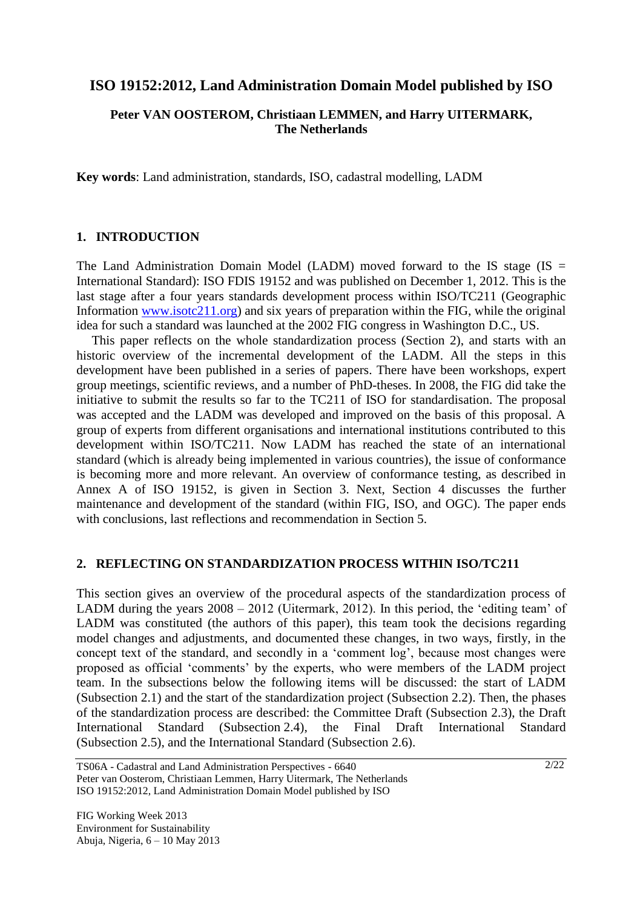# ISO 19152:2012, Land Administration Domain Model published by ISO

**Peter VAN OOSTEROM, Christiaan LEMMEN, and Harry UITERMARK, The Netherlands**

**Key words**: Land administration, standards, ISO, cadastral modelling, LADM

## 1. INTRODUCTION

The Land Administration Domain Model (LADM) moved forward to the IS stage (IS = International Standard): ISO FDIS 19152 and was published on December 1, 2012. This is the last stage after a four years standards development process within ISO/TC211 (Geographic Information www.isotc211.org) and six years of preparation within the FIG, while the original idea for such a standard was launched at the 2002 FIG congress in Washington D.C., US.

This paper reflects on the whole standardization process (Section 2), and starts with an historic overview of the incremental development of the LADM. All the steps in this development have been published in a series of papers. There have been workshops, expert group meetings, scientific reviews, and a number of PhD-theses. In 2008, the FIG did take the initiative to submit the results so far to the TC211 of ISO for standardisation. The proposal was accepted and the LADM was developed and improved on the basis of this proposal. A group of experts from different organisations and international institutions contributed to this development within ISO/TC211. Now LADM has reached the state of an international standard (which is already being implemented in various countries), the issue of conformance is becoming more and more relevant. An overview of conformance testing, as described in Annex A of ISO 19152, is given in Section 3. Next, Section 4 discusses the further maintenance and development of the standard (within FIG, ISO, and OGC). The paper ends with conclusions, last reflections and recommendation in Section 5.

## 2. REFLECTING ON STANDARDIZATION PROCESS WITHIN ISO/TC211

This section gives an overview of the procedural aspects of the standardization process of LADM during the years 2008 – 2012 (Uitermark, 2012). In this period, the 'editing team' of LADM was constituted (the authors of this paper), this team took the decisions regarding model changes and adjustments, and documented these changes, in two ways, firstly, in the concept text of the standard, and secondly in a 'comment log', because most changes were proposed as official 'comments' by the experts, who were members of the LADM project team. In the subsections below the following items will be discussed: the start of LADM (Subsection 2.1) and the start of the standardization project (Subsection 2.2). Then, the phases of the standardization process are described: the Committee Draft (Subsection 2.3), the Draft International Standard (Subsection 2.4), the Final Draft International Standard (Subsection 2.5), and the International Standard (Subsection 2.6).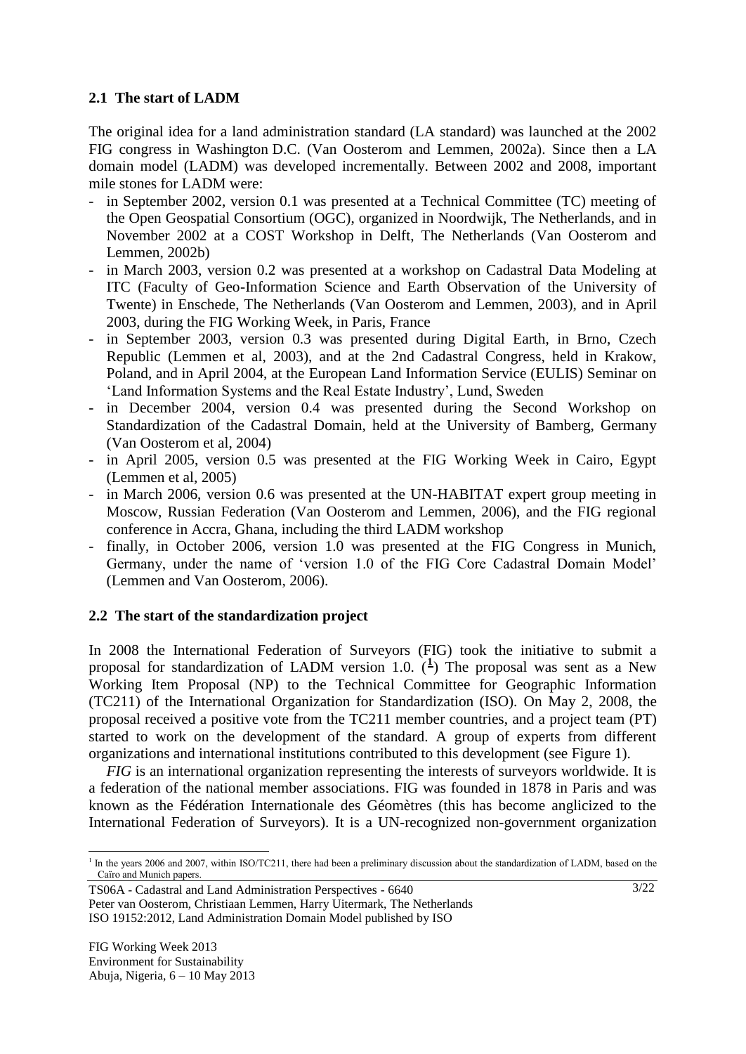### 2.1 The start of LADM

The original idea for a land administration standard (LA standard) was launched at the 2002 FIG congress in Washington D.C. (Van Oosterom and Lemmen, 2002a). Since then a LA domain model (LADM) was developed incrementally. Between 2002 and 2008, important mile stones for LADM were:

- in September 2002, version 0.1 was presented at a Technical Committee (TC) meeting of the Open Geospatial Consortium (OGC), organized in Noordwijk, The Netherlands, and in November 2002 at a COST Workshop in Delft, The Netherlands (Van Oosterom and Lemmen, 2002b)
- in March 2003, version 0.2 was presented at a workshop on Cadastral Data Modeling at ITC (Faculty of Geo-Information Science and Earth Observation of the University of Twente) in Enschede, The Netherlands (Van Oosterom and Lemmen, 2003), and in April 2003, during the FIG Working Week, in Paris, France
- in September 2003, version 0.3 was presented during Digital Earth, in Brno, Czech Republic (Lemmen et al, 2003), and at the 2nd Cadastral Congress, held in Krakow, Poland, and in April 2004, at the European Land Information Service (EULIS) Seminar on 'Land Information Systems and the Real Estate Industry', Lund, Sweden
- in December 2004, version 0.4 was presented during the Second Workshop on Standardization of the Cadastral Domain, held at the University of Bamberg, Germany (Van Oosterom et al, 2004)
- in April 2005, version 0.5 was presented at the FIG Working Week in Cairo, Egypt (Lemmen et al, 2005)
- in March 2006, version 0.6 was presented at the UN-HABITAT expert group meeting in Moscow, Russian Federation (Van Oosterom and Lemmen, 2006), and the FIG regional conference in Accra, Ghana, including the third LADM workshop
- finally, in October 2006, version 1.0 was presented at the FIG Congress in Munich, Germany, under the name of 'version 1.0 of the FIG Core Cadastral Domain Model' (Lemmen and Van Oosterom, 2006).

### 2.2 The start of the standardization project

In 2008 the International Federation of Surveyors (FIG) took the initiative to submit a proposal for standardization of LADM version 1.0. ([1]) The proposal was sent as a New Working Item Proposal (NP) to the Technical Committee for Geographic Information (TC211) of the International Organization for Standardization (ISO). On May 2, 2008, the proposal received a positive vote from the TC211 member countries, and a project team (PT) started to work on the development of the standard. A group of experts from different organizations and international institutions contributed to this development (see Figure 1).

*FIG* is an international organization representing the interests of surveyors worldwide. It is a federation of the national member associations. FIG was founded in 1878 in Paris and was known as the Fédération Internationale des Géomètres (this has become anglicized to the International Federation of Surveyors). It is a UN-recognized non-government organization

[1] In the years 2006 and 2007, within ISO/TC211, there had been a preliminary discussion about the standardization of LADM, based on the Caïro and Munich papers.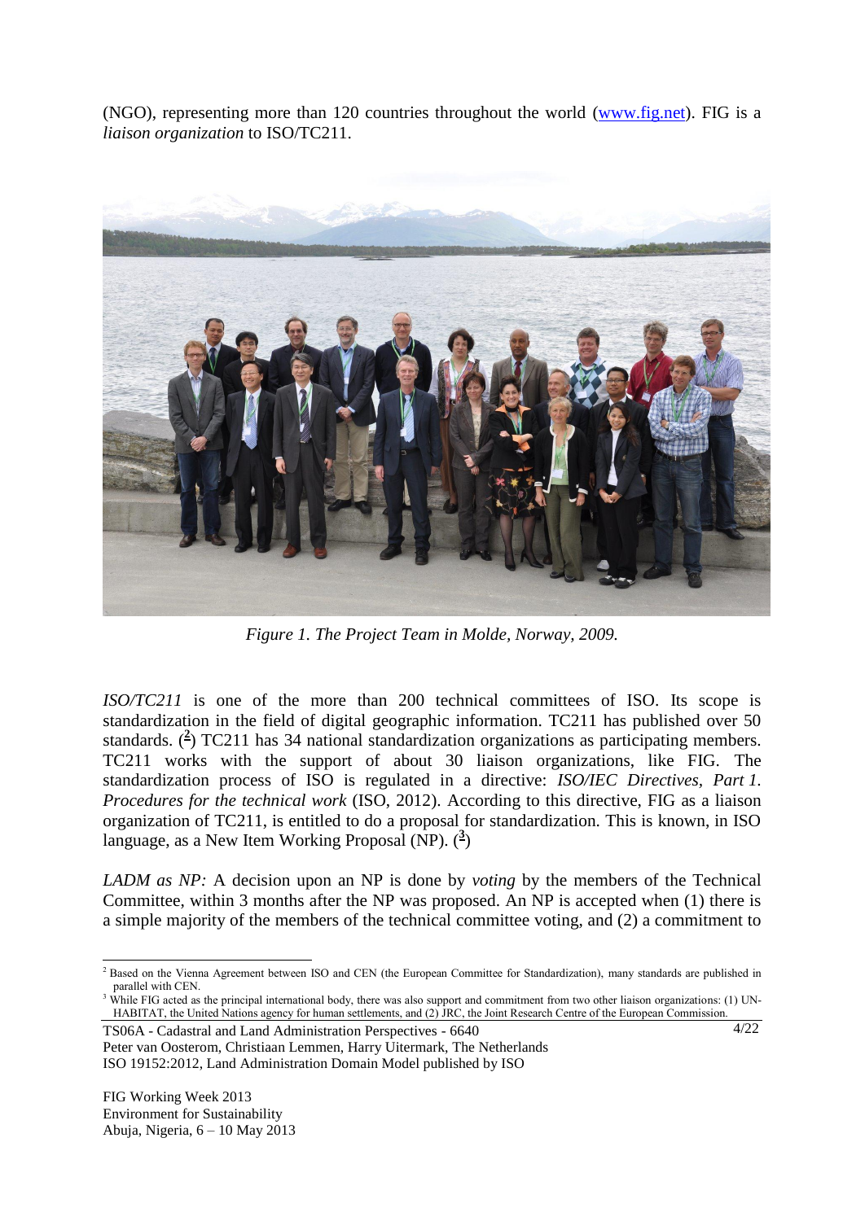(NGO), representing more than 120 countries throughout the world (www.fig.net). FIG is a *liaison organization* to ISO/TC211.

*Figure 1. The Project Team in Molde, Norway, 2009.*

*ISO/TC211* is one of the more than 200 technical committees of ISO. Its scope is standardization in the field of digital geographic information. TC211 has published over 50 standards. ([2]) TC211 has 34 national standardization organizations as participating members. TC211 works with the support of about 30 liaison organizations, like FIG. The standardization process of ISO is regulated in a directive: *ISO/IEC Directives, Part 1. Procedures for the technical work* (ISO, 2012). According to this directive, FIG as a liaison organization of TC211, is entitled to do a proposal for standardization. This is known, in ISO language, as a New Item Working Proposal (NP). ([3])

*LADM as NP:* A decision upon an NP is done by *voting* by the members of the Technical Committee, within 3 months after the NP was proposed. An NP is accepted when (1) there is a simple majority of the members of the technical committee voting, and (2) a commitment to

---

[2] Based on the Vienna Agreement between ISO and CEN (the European Committee for Standardization), many standards are published in parallel with CEN.

[3] While FIG acted as the principal international body, there was also support and commitment from two other liaison organizations: (1) UN-HABITAT, the United Nations agency for human settlements, and (2) JRC, the Joint Research Centre of the European Commission.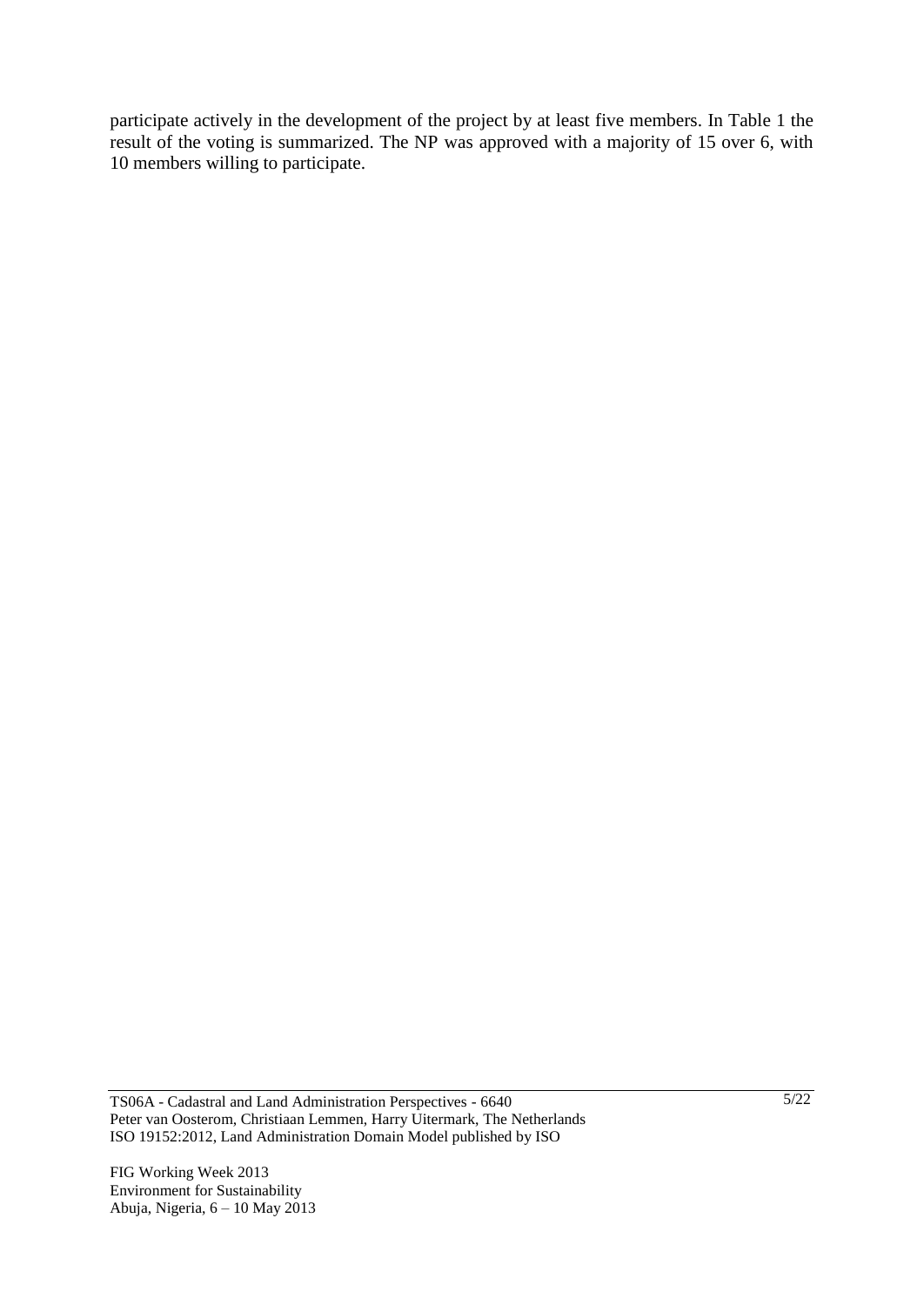participate actively in the development of the project by at least five members. In Table 1 the result of the voting is summarized. The NP was approved with a majority of 15 over 6, with 10 members willing to participate.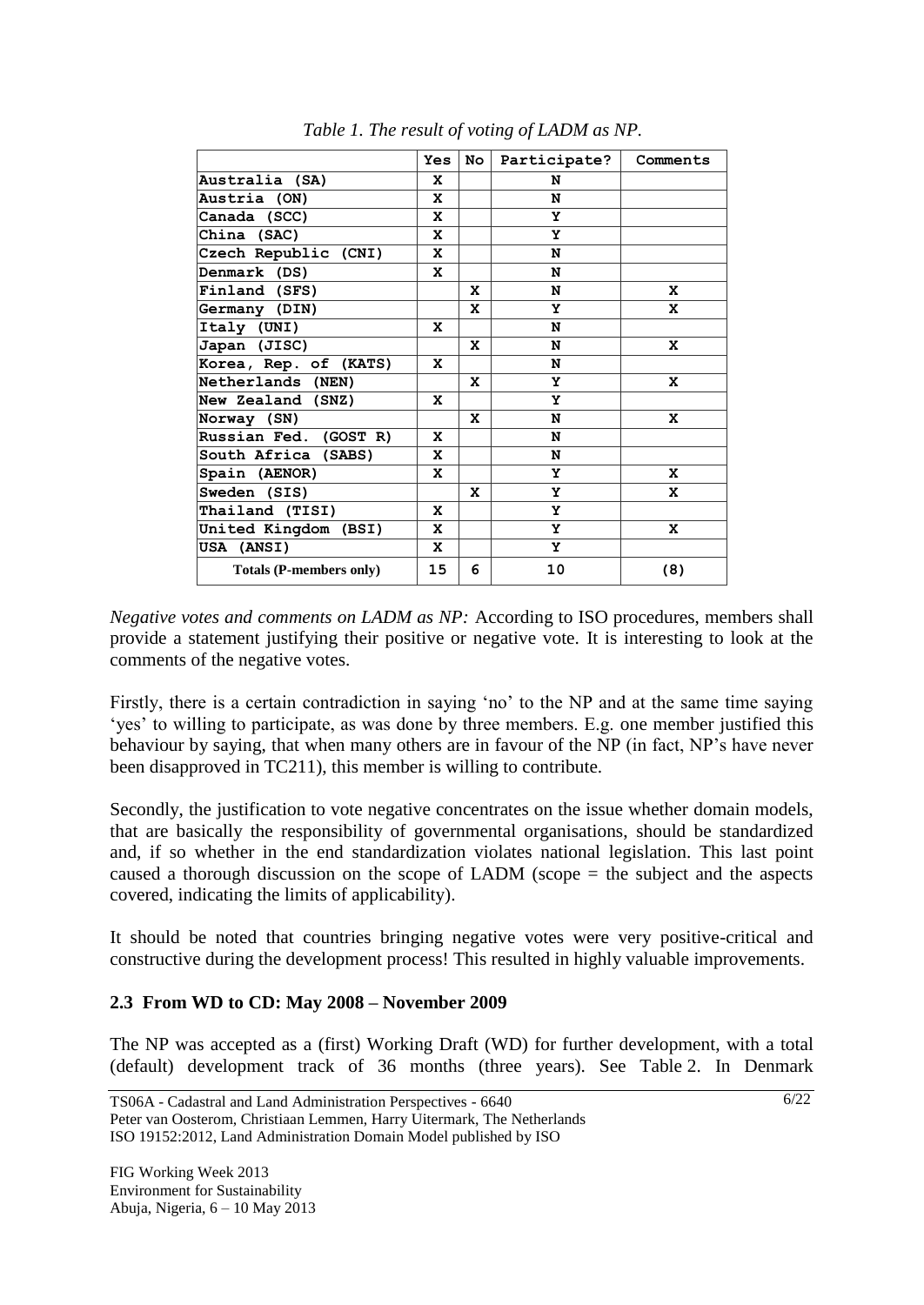*Table 1. The result of voting of LADM as NP.*

| | Yes | No | Participate? | Comments |
|---|---|---|---|---|
| Australia (SA) | X | | N | |
| Austria (ON) | X | | N | |
| Canada (SCC) | X | | Y | |
| China (SAC) | X | | Y | |
| Czech Republic (CNI) | X | | N | |
| Denmark (DS) | X | | N | |
| Finland (SFS) | | X | N | X |
| Germany (DIN) | | X | Y | X |
| Italy (UNI) | X | | N | |
| Japan (JISC) | | X | N | X |
| Korea, Rep. of (KATS) | X | | N | |
| Netherlands (NEN) | | X | Y | X |
| New Zealand (SNZ) | X | | Y | |
| Norway (SN) | | X | N | X |
| Russian Fed. (GOST R) | X | | N | |
| South Africa (SABS) | X | | N | |
| Spain (AENOR) | X | | Y | X |
| Sweden (SIS) | | X | Y | X |
| Thailand (TISI) | X | | Y | |
| United Kingdom (BSI) | X | | Y | X |
| USA (ANSI) | X | | Y | |
| **Totals (P-members only)** | 15 | 6 | 10 | (8) |

*Negative votes and comments on LADM as NP:* According to ISO procedures, members shall provide a statement justifying their positive or negative vote. It is interesting to look at the comments of the negative votes.

Firstly, there is a certain contradiction in saying 'no' to the NP and at the same time saying 'yes' to willing to participate, as was done by three members. E.g. one member justified this behaviour by saying, that when many others are in favour of the NP (in fact, NP's have never been disapproved in TC211), this member is willing to contribute.

Secondly, the justification to vote negative concentrates on the issue whether domain models, that are basically the responsibility of governmental organisations, should be standardized and, if so whether in the end standardization violates national legislation. This last point caused a thorough discussion on the scope of LADM (scope = the subject and the aspects covered, indicating the limits of applicability).

It should be noted that countries bringing negative votes were very positive-critical and constructive during the development process! This resulted in highly valuable improvements.

### 2.3 From WD to CD: May 2008 – November 2009

The NP was accepted as a (first) Working Draft (WD) for further development, with a total (default) development track of 36 months (three years). See Table 2. In Denmark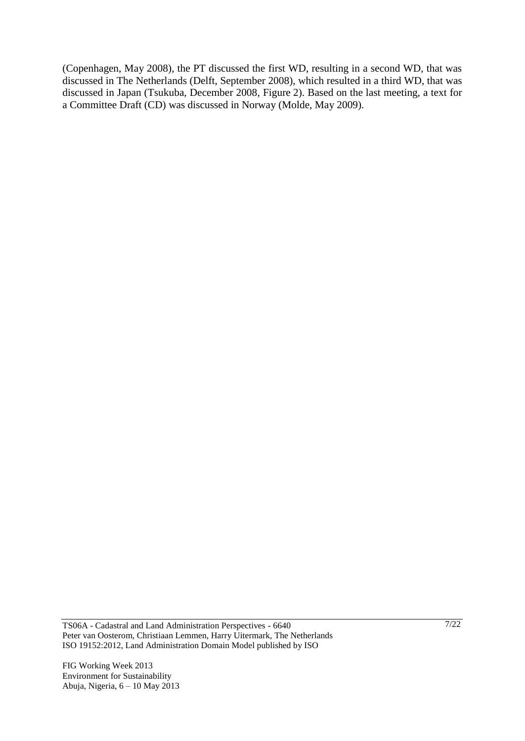(Copenhagen, May 2008), the PT discussed the first WD, resulting in a second WD, that was discussed in The Netherlands (Delft, September 2008), which resulted in a third WD, that was discussed in Japan (Tsukuba, December 2008, Figure 2). Based on the last meeting, a text for a Committee Draft (CD) was discussed in Norway (Molde, May 2009).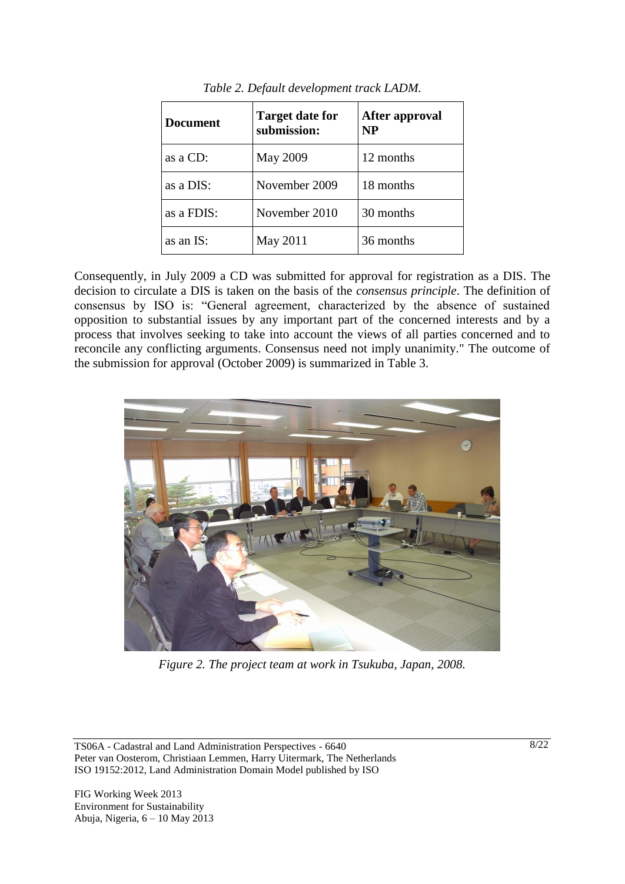*Table 2. Default development track LADM.*

| **Document** | **Target date for submission:** | **After approval NP** |
| --- | --- | --- |
| as a CD: | May 2009 | 12 months |
| as a DIS: | November 2009 | 18 months |
| as a FDIS: | November 2010 | 30 months |
| as an IS: | May 2011 | 36 months |

Consequently, in July 2009 a CD was submitted for approval for registration as a DIS. The decision to circulate a DIS is taken on the basis of the *consensus principle*. The definition of consensus by ISO is: "General agreement, characterized by the absence of sustained opposition to substantial issues by any important part of the concerned interests and by a process that involves seeking to take into account the views of all parties concerned and to reconcile any conflicting arguments. Consensus need not imply unanimity." The outcome of the submission for approval (October 2009) is summarized in Table 3.

*Figure 2. The project team at work in Tsukuba, Japan, 2008.*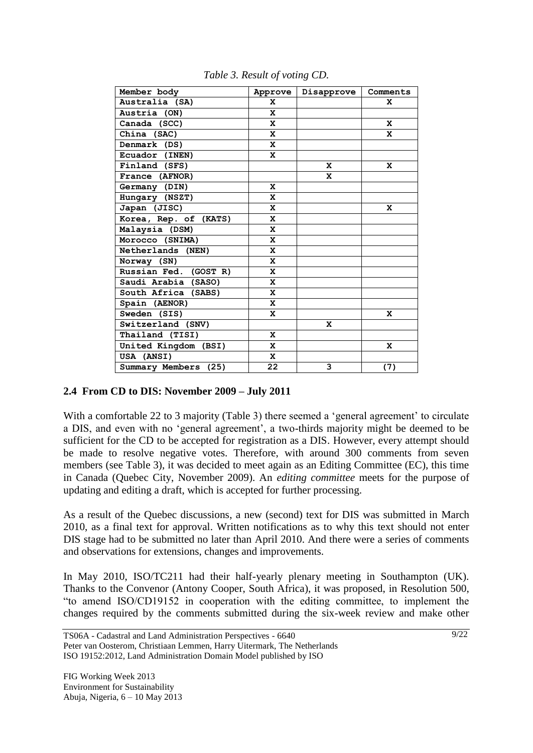*Table 3. Result of voting CD.*

| Member body | Approve | Disapprove | Comments |
|---|---|---|---|
| Australia (SA) | X | | X |
| Austria (ON) | X | | |
| Canada (SCC) | X | | X |
| China (SAC) | X | | X |
| Denmark (DS) | X | | |
| Ecuador (INEN) | X | | |
| Finland (SFS) | | X | X |
| France (AFNOR) | | X | |
| Germany (DIN) | X | | |
| Hungary (NSZT) | X | | |
| Japan (JISC) | X | | X |
| Korea, Rep. of (KATS) | X | | |
| Malaysia (DSM) | X | | |
| Morocco (SNIMA) | X | | |
| Netherlands (NEN) | X | | |
| Norway (SN) | X | | |
| Russian Fed. (GOST R) | X | | |
| Saudi Arabia (SASO) | X | | |
| South Africa (SABS) | X | | |
| Spain (AENOR) | X | | |
| Sweden (SIS) | X | | X |
| Switzerland (SNV) | | X | |
| Thailand (TISI) | X | | |
| United Kingdom (BSI) | X | | X |
| USA (ANSI) | X | | |
| Summary Members (25) | 22 | 3 | (7) |

### 2.4 From CD to DIS: November 2009 – July 2011

With a comfortable 22 to 3 majority (Table 3) there seemed a 'general agreement' to circulate a DIS, and even with no 'general agreement', a two-thirds majority might be deemed to be sufficient for the CD to be accepted for registration as a DIS. However, every attempt should be made to resolve negative votes. Therefore, with around 300 comments from seven members (see Table 3), it was decided to meet again as an Editing Committee (EC), this time in Canada (Quebec City, November 2009). An *editing committee* meets for the purpose of updating and editing a draft, which is accepted for further processing.

As a result of the Quebec discussions, a new (second) text for DIS was submitted in March 2010, as a final text for approval. Written notifications as to why this text should not enter DIS stage had to be submitted no later than April 2010. And there were a series of comments and observations for extensions, changes and improvements.

In May 2010, ISO/TC211 had their half-yearly plenary meeting in Southampton (UK). Thanks to the Convenor (Antony Cooper, South Africa), it was proposed, in Resolution 500, "to amend ISO/CD19152 in cooperation with the editing committee, to implement the changes required by the comments submitted during the six-week review and make other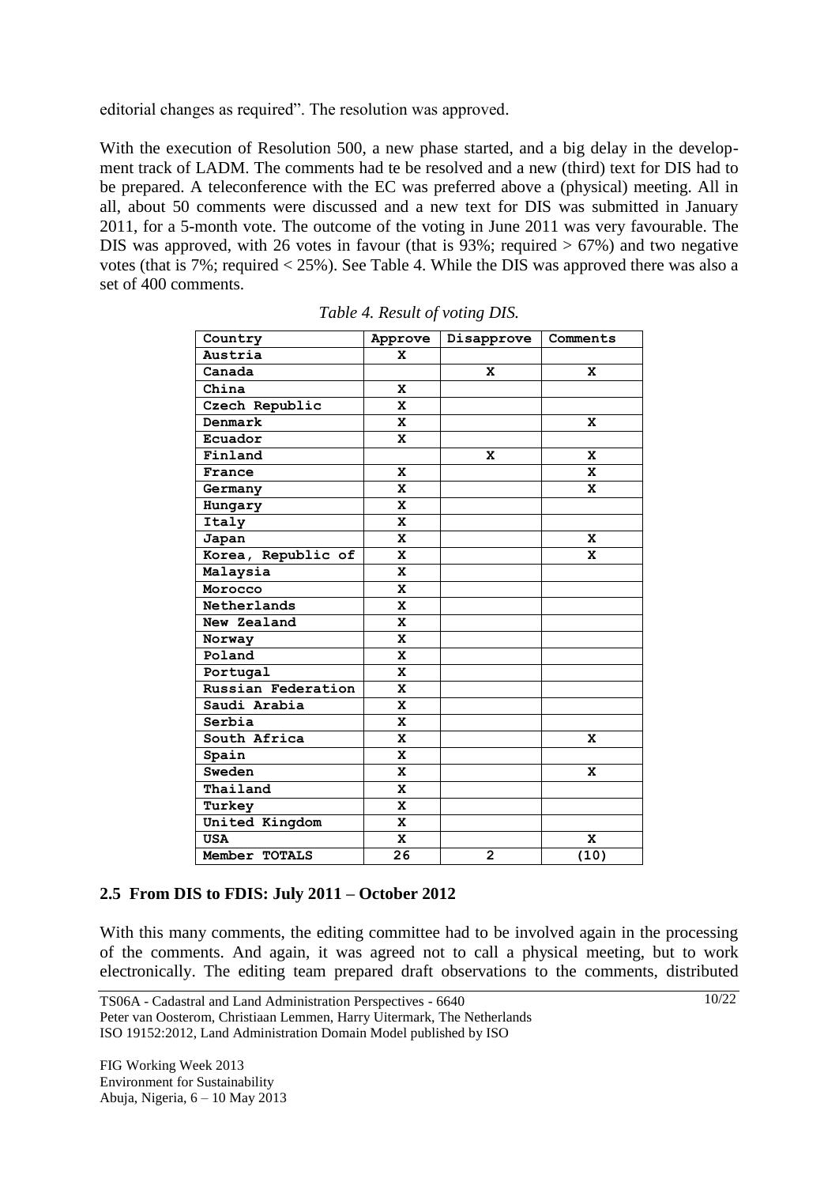editorial changes as required". The resolution was approved.

With the execution of Resolution 500, a new phase started, and a big delay in the development track of LADM. The comments had te be resolved and a new (third) text for DIS had to be prepared. A teleconference with the EC was preferred above a (physical) meeting. All in all, about 50 comments were discussed and a new text for DIS was submitted in January 2011, for a 5-month vote. The outcome of the voting in June 2011 was very favourable. The DIS was approved, with 26 votes in favour (that is 93%; required > 67%) and two negative votes (that is 7%; required < 25%). See Table 4. While the DIS was approved there was also a set of 400 comments.

*Table 4. Result of voting DIS.*

| Country | Approve | Disapprove | Comments |
|---|---|---|---|
| Austria | X | | |
| Canada | | X | X |
| China | X | | |
| Czech Republic | X | | |
| Denmark | X | | X |
| Ecuador | X | | |
| Finland | | X | X |
| France | X | | X |
| Germany | X | | X |
| Hungary | X | | |
| Italy | X | | |
| Japan | X | | X |
| Korea, Republic of | X | | X |
| Malaysia | X | | |
| Morocco | X | | |
| Netherlands | X | | |
| New Zealand | X | | |
| Norway | X | | |
| Poland | X | | |
| Portugal | X | | |
| Russian Federation | X | | |
| Saudi Arabia | X | | |
| Serbia | X | | |
| South Africa | X | | X |
| Spain | X | | |
| Sweden | X | | X |
| Thailand | X | | |
| Turkey | X | | |
| United Kingdom | X | | |
| USA | X | | X |
| Member TOTALS | 26 | 2 | (10) |

### 2.5 From DIS to FDIS: July 2011 – October 2012

With this many comments, the editing committee had to be involved again in the processing of the comments. And again, it was agreed not to call a physical meeting, but to work electronically. The editing team prepared draft observations to the comments, distributed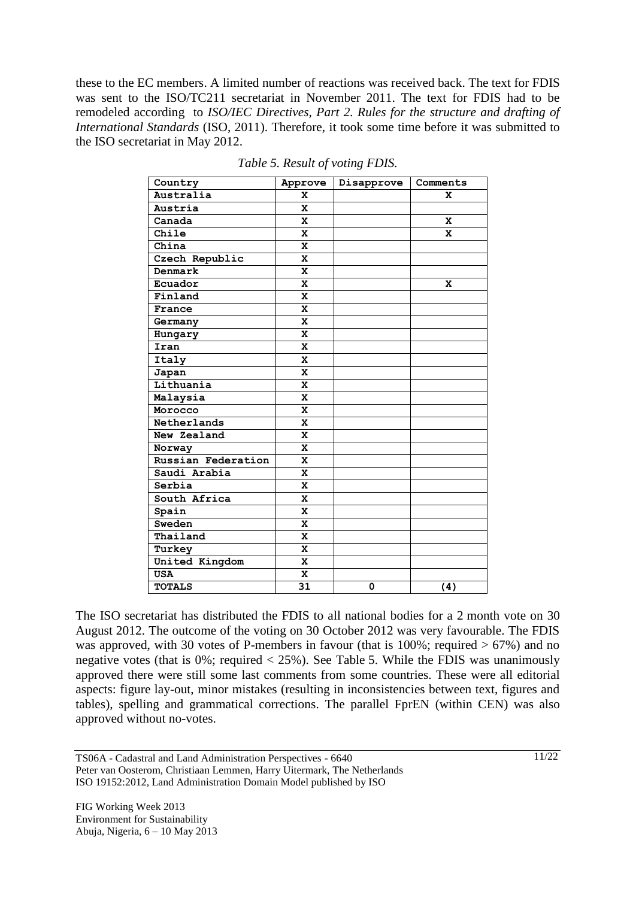these to the EC members. A limited number of reactions was received back. The text for FDIS was sent to the ISO/TC211 secretariat in November 2011. The text for FDIS had to be remodeled according to *ISO/IEC Directives, Part 2. Rules for the structure and drafting of International Standards* (ISO, 2011). Therefore, it took some time before it was submitted to the ISO secretariat in May 2012.

*Table 5. Result of voting FDIS.*

| Country | Approve | Disapprove | Comments |
|---|---|---|---|
| Australia | X | | X |
| Austria | X | | |
| Canada | X | | X |
| Chile | X | | X |
| China | X | | |
| Czech Republic | X | | |
| Denmark | X | | |
| Ecuador | X | | X |
| Finland | X | | |
| France | X | | |
| Germany | X | | |
| Hungary | X | | |
| Iran | X | | |
| Italy | X | | |
| Japan | X | | |
| Lithuania | X | | |
| Malaysia | X | | |
| Morocco | X | | |
| Netherlands | X | | |
| New Zealand | X | | |
| Norway | X | | |
| Russian Federation | X | | |
| Saudi Arabia | X | | |
| Serbia | X | | |
| South Africa | X | | |
| Spain | X | | |
| Sweden | X | | |
| Thailand | X | | |
| Turkey | X | | |
| United Kingdom | X | | |
| USA | X | | |
| **TOTALS** | 31 | 0 | (4) |

The ISO secretariat has distributed the FDIS to all national bodies for a 2 month vote on 30 August 2012. The outcome of the voting on 30 October 2012 was very favourable. The FDIS was approved, with 30 votes of P-members in favour (that is 100%; required > 67%) and no negative votes (that is 0%; required < 25%). See Table 5. While the FDIS was unanimously approved there were still some last comments from some countries. These were all editorial aspects: figure lay-out, minor mistakes (resulting in inconsistencies between text, figures and tables), spelling and grammatical corrections. The parallel FprEN (within CEN) was also approved without no-votes.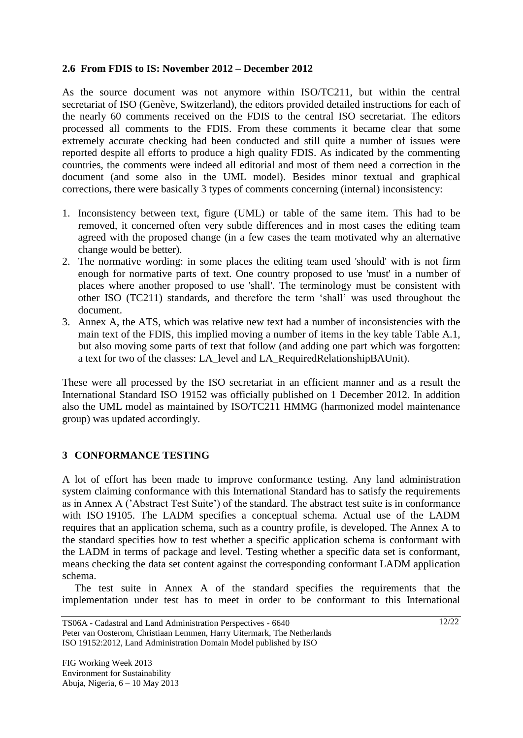### 2.6 From FDIS to IS: November 2012 – December 2012

As the source document was not anymore within ISO/TC211, but within the central secretariat of ISO (Genève, Switzerland), the editors provided detailed instructions for each of the nearly 60 comments received on the FDIS to the central ISO secretariat. The editors processed all comments to the FDIS. From these comments it became clear that some extremely accurate checking had been conducted and still quite a number of issues were reported despite all efforts to produce a high quality FDIS. As indicated by the commenting countries, the comments were indeed all editorial and most of them need a correction in the document (and some also in the UML model). Besides minor textual and graphical corrections, there were basically 3 types of comments concerning (internal) inconsistency:

1. Inconsistency between text, figure (UML) or table of the same item. This had to be removed, it concerned often very subtle differences and in most cases the editing team agreed with the proposed change (in a few cases the team motivated why an alternative change would be better).
2. The normative wording: in some places the editing team used 'should' with is not firm enough for normative parts of text. One country proposed to use 'must' in a number of places where another proposed to use 'shall'. The terminology must be consistent with other ISO (TC211) standards, and therefore the term 'shall' was used throughout the document.
3. Annex A, the ATS, which was relative new text had a number of inconsistencies with the main text of the FDIS, this implied moving a number of items in the key table Table A.1, but also moving some parts of text that follow (and adding one part which was forgotten: a text for two of the classes: LA_level and LA_RequiredRelationshipBAUnit).

These were all processed by the ISO secretariat in an efficient manner and as a result the International Standard ISO 19152 was officially published on 1 December 2012. In addition also the UML model as maintained by ISO/TC211 HMMG (harmonized model maintenance group) was updated accordingly.

## 3 CONFORMANCE TESTING

A lot of effort has been made to improve conformance testing. Any land administration system claiming conformance with this International Standard has to satisfy the requirements as in Annex A ('Abstract Test Suite') of the standard. The abstract test suite is in conformance with ISO 19105. The LADM specifies a conceptual schema. Actual use of the LADM requires that an application schema, such as a country profile, is developed. The Annex A to the standard specifies how to test whether a specific application schema is conformant with the LADM in terms of package and level. Testing whether a specific data set is conformant, means checking the data set content against the corresponding conformant LADM application schema.

The test suite in Annex A of the standard specifies the requirements that the implementation under test has to meet in order to be conformant to this International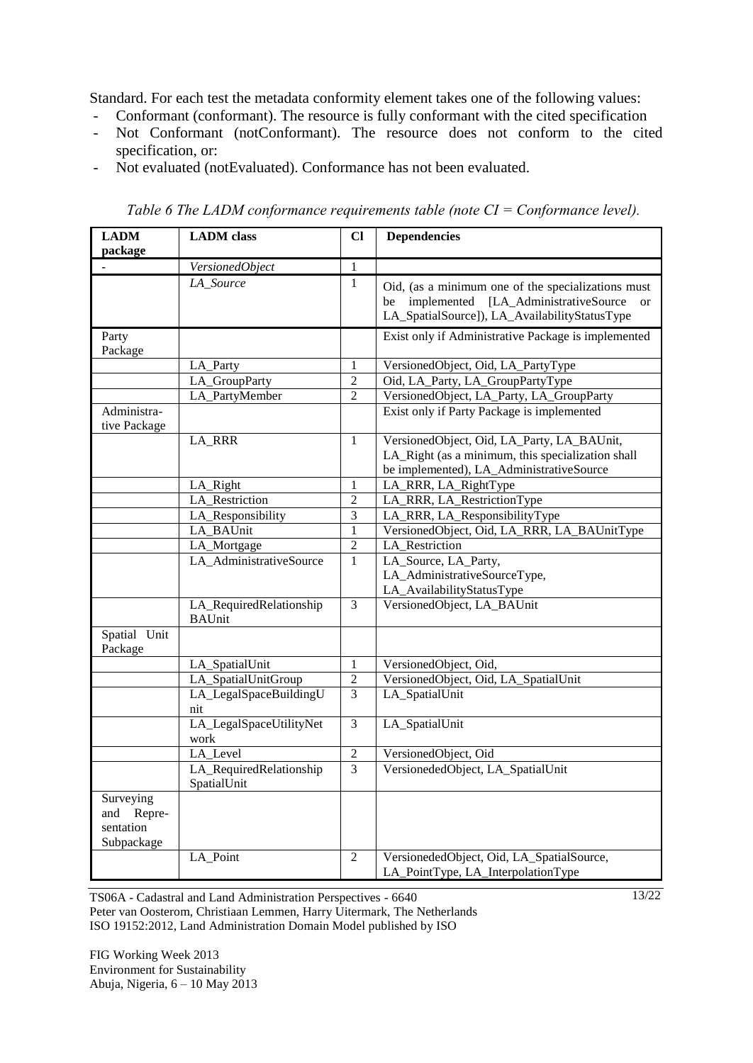Standard. For each test the metadata conformity element takes one of the following values:

- Conformant (conformant). The resource is fully conformant with the cited specification
- Not Conformant (notConformant). The resource does not conform to the cited specification, or:
- Not evaluated (notEvaluated). Conformance has not been evaluated.

*Table 6 The LADM conformance requirements table (note CI = Conformance level).*

| LADM package | LADM class | Cl | Dependencies |
|---|---|---|---|
| - | *VersionedObject* | 1 | |
| | *LA_Source* | 1 | Oid, (as a minimum one of the specializations must be implemented [LA_AdministrativeSource or LA_SpatialSource]), LA_AvailabilityStatusType |
| Party Package | | | Exist only if Administrative Package is implemented |
| | LA_Party | 1 | VersionedObject, Oid, LA_PartyType |
| | LA_GroupParty | 2 | Oid, LA_Party, LA_GroupPartyType |
| | LA_PartyMember | 2 | VersionedObject, LA_Party, LA_GroupParty |
| Administrative Package | | | Exist only if Party Package is implemented |
| | LA_RRR | 1 | VersionedObject, Oid, LA_Party, LA_BAUnit, LA_Right (as a minimum, this specialization shall be implemented), LA_AdministrativeSource |
| | LA_Right | 1 | LA_RRR, LA_RightType |
| | LA_Restriction | 2 | LA_RRR, LA_RestrictionType |
| | LA_Responsibility | 3 | LA_RRR, LA_ResponsibilityType |
| | LA_BAUnit | 1 | VersionedObject, Oid, LA_RRR, LA_BAUnitType |
| | LA_Mortgage | 2 | LA_Restriction |
| | LA_AdministrativeSource | 1 | LA_Source, LA_Party, LA_AdministrativeSourceType, LA_AvailabilityStatusType |
| | LA_RequiredRelationshipBAUnit | 3 | VersionedObject, LA_BAUnit |
| Spatial Unit Package | | | |
| | LA_SpatialUnit | 1 | VersionedObject, Oid, |
| | LA_SpatialUnitGroup | 2 | VersionedObject, Oid, LA_SpatialUnit |
| | LA_LegalSpaceBuildingUnit | 3 | LA_SpatialUnit |
| | LA_LegalSpaceUtilityNetwork | 3 | LA_SpatialUnit |
| | LA_Level | 2 | VersionedObject, Oid |
| | LA_RequiredRelationshipSpatialUnit | 3 | VersionededObject, LA_SpatialUnit |
| Surveying and Representation Subpackage | | | |
| | LA_Point | 2 | VersionededObject, Oid, LA_SpatialSource, LA_PointType, LA_InterpolationType |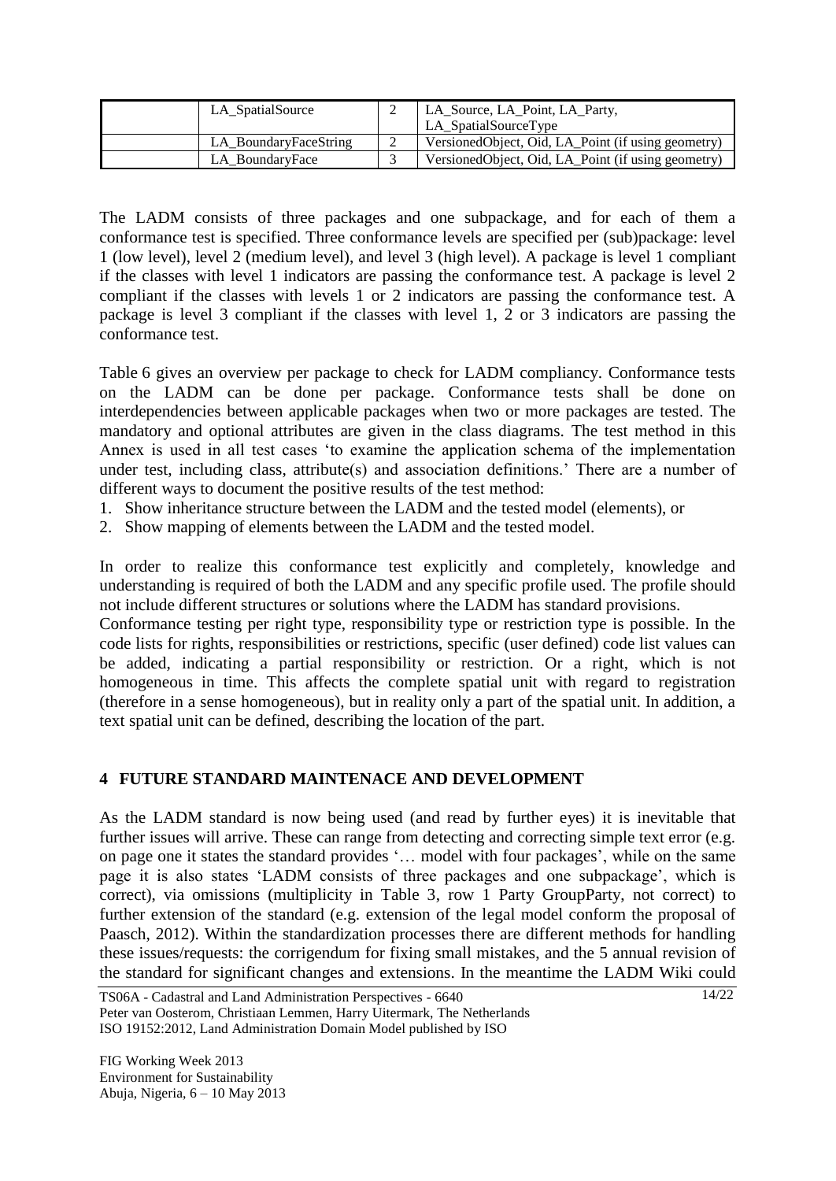| | LA_SpatialSource | 2 | LA_Source, LA_Point, LA_Party, LA_SpatialSourceType |
|---|---|---|---|
| | LA_BoundaryFaceString | 2 | VersionedObject, Oid, LA_Point (if using geometry) |
| | LA_BoundaryFace | 3 | VersionedObject, Oid, LA_Point (if using geometry) |

The LADM consists of three packages and one subpackage, and for each of them a conformance test is specified. Three conformance levels are specified per (sub)package: level 1 (low level), level 2 (medium level), and level 3 (high level). A package is level 1 compliant if the classes with level 1 indicators are passing the conformance test. A package is level 2 compliant if the classes with levels 1 or 2 indicators are passing the conformance test. A package is level 3 compliant if the classes with level 1, 2 or 3 indicators are passing the conformance test.

Table 6 gives an overview per package to check for LADM compliancy. Conformance tests on the LADM can be done per package. Conformance tests shall be done on interdependencies between applicable packages when two or more packages are tested. The mandatory and optional attributes are given in the class diagrams. The test method in this Annex is used in all test cases 'to examine the application schema of the implementation under test, including class, attribute(s) and association definitions.' There are a number of different ways to document the positive results of the test method:

1. Show inheritance structure between the LADM and the tested model (elements), or
2. Show mapping of elements between the LADM and the tested model.

In order to realize this conformance test explicitly and completely, knowledge and understanding is required of both the LADM and any specific profile used. The profile should not include different structures or solutions where the LADM has standard provisions.
Conformance testing per right type, responsibility type or restriction type is possible. In the code lists for rights, responsibilities or restrictions, specific (user defined) code list values can be added, indicating a partial responsibility or restriction. Or a right, which is not homogeneous in time. This affects the complete spatial unit with regard to registration (therefore in a sense homogeneous), but in reality only a part of the spatial unit. In addition, a text spatial unit can be defined, describing the location of the part.

## 4 FUTURE STANDARD MAINTENACE AND DEVELOPMENT

As the LADM standard is now being used (and read by further eyes) it is inevitable that further issues will arrive. These can range from detecting and correcting simple text error (e.g. on page one it states the standard provides '… model with four packages', while on the same page it is also states 'LADM consists of three packages and one subpackage', which is correct), via omissions (multiplicity in Table 3, row 1 Party GroupParty, not correct) to further extension of the standard (e.g. extension of the legal model conform the proposal of Paasch, 2012). Within the standardization processes there are different methods for handling these issues/requests: the corrigendum for fixing small mistakes, and the 5 annual revision of the standard for significant changes and extensions. In the meantime the LADM Wiki could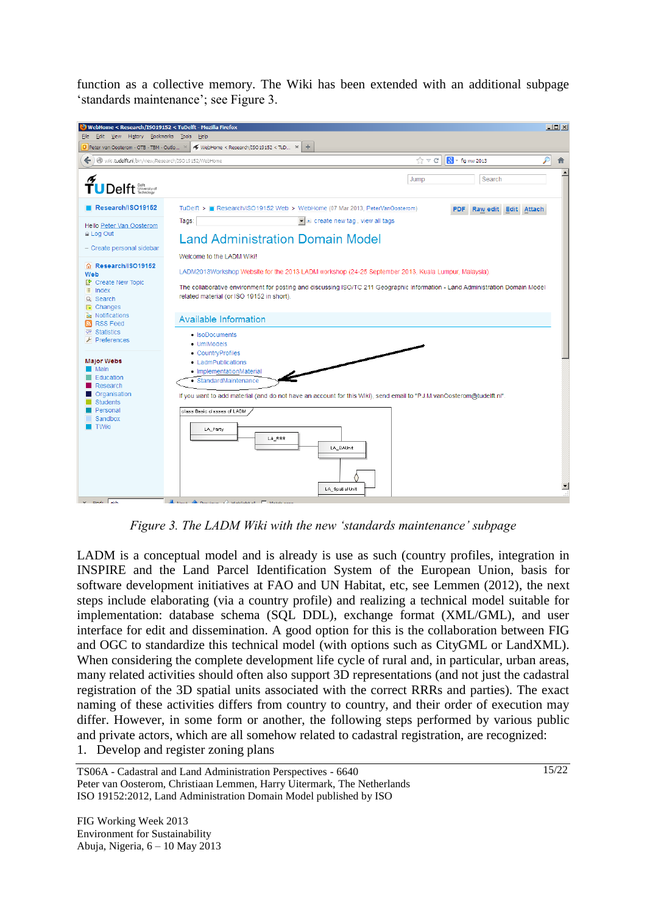function as a collective memory. The Wiki has been extended with an additional subpage 'standards maintenance'; see Figure 3.

*Figure 3. The LADM Wiki with the new 'standards maintenance' subpage*

LADM is a conceptual model and is already is use as such (country profiles, integration in INSPIRE and the Land Parcel Identification System of the European Union, basis for software development initiatives at FAO and UN Habitat, etc, see Lemmen (2012), the next steps include elaborating (via a country profile) and realizing a technical model suitable for implementation: database schema (SQL DDL), exchange format (XML/GML), and user interface for edit and dissemination. A good option for this is the collaboration between FIG and OGC to standardize this technical model (with options such as CityGML or LandXML). When considering the complete development life cycle of rural and, in particular, urban areas, many related activities should often also support 3D representations (and not just the cadastral registration of the 3D spatial units associated with the correct RRRs and parties). The exact naming of these activities differs from country to country, and their order of execution may differ. However, in some form or another, the following steps performed by various public and private actors, which are all somehow related to cadastral registration, are recognized:

1. Develop and register zoning plans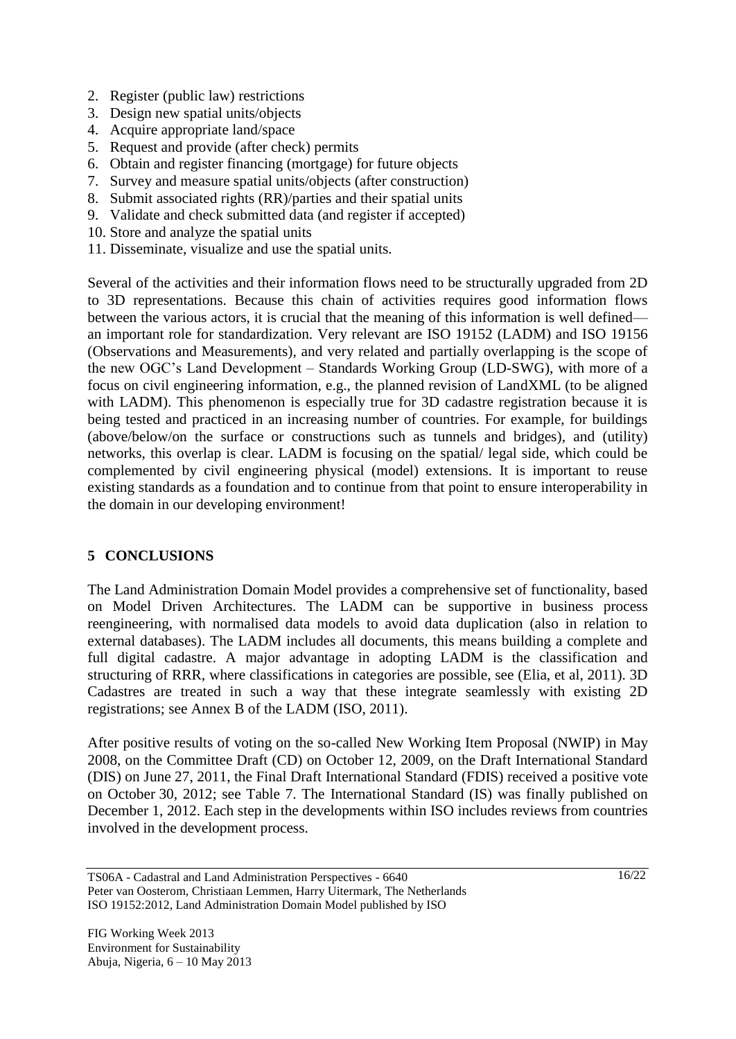2. Register (public law) restrictions
3. Design new spatial units/objects
4. Acquire appropriate land/space
5. Request and provide (after check) permits
6. Obtain and register financing (mortgage) for future objects
7. Survey and measure spatial units/objects (after construction)
8. Submit associated rights (RR)/parties and their spatial units
9. Validate and check submitted data (and register if accepted)
10. Store and analyze the spatial units
11. Disseminate, visualize and use the spatial units.

Several of the activities and their information flows need to be structurally upgraded from 2D to 3D representations. Because this chain of activities requires good information flows between the various actors, it is crucial that the meaning of this information is well defined—an important role for standardization. Very relevant are ISO 19152 (LADM) and ISO 19156 (Observations and Measurements), and very related and partially overlapping is the scope of the new OGC's Land Development – Standards Working Group (LD-SWG), with more of a focus on civil engineering information, e.g., the planned revision of LandXML (to be aligned with LADM). This phenomenon is especially true for 3D cadastre registration because it is being tested and practiced in an increasing number of countries. For example, for buildings (above/below/on the surface or constructions such as tunnels and bridges), and (utility) networks, this overlap is clear. LADM is focusing on the spatial/ legal side, which could be complemented by civil engineering physical (model) extensions. It is important to reuse existing standards as a foundation and to continue from that point to ensure interoperability in the domain in our developing environment!

## 5 CONCLUSIONS

The Land Administration Domain Model provides a comprehensive set of functionality, based on Model Driven Architectures. The LADM can be supportive in business process reengineering, with normalised data models to avoid data duplication (also in relation to external databases). The LADM includes all documents, this means building a complete and full digital cadastre. A major advantage in adopting LADM is the classification and structuring of RRR, where classifications in categories are possible, see (Elia, et al, 2011). 3D Cadastres are treated in such a way that these integrate seamlessly with existing 2D registrations; see Annex B of the LADM (ISO, 2011).

After positive results of voting on the so-called New Working Item Proposal (NWIP) in May 2008, on the Committee Draft (CD) on October 12, 2009, on the Draft International Standard (DIS) on June 27, 2011, the Final Draft International Standard (FDIS) received a positive vote on October 30, 2012; see Table 7. The International Standard (IS) was finally published on December 1, 2012. Each step in the developments within ISO includes reviews from countries involved in the development process.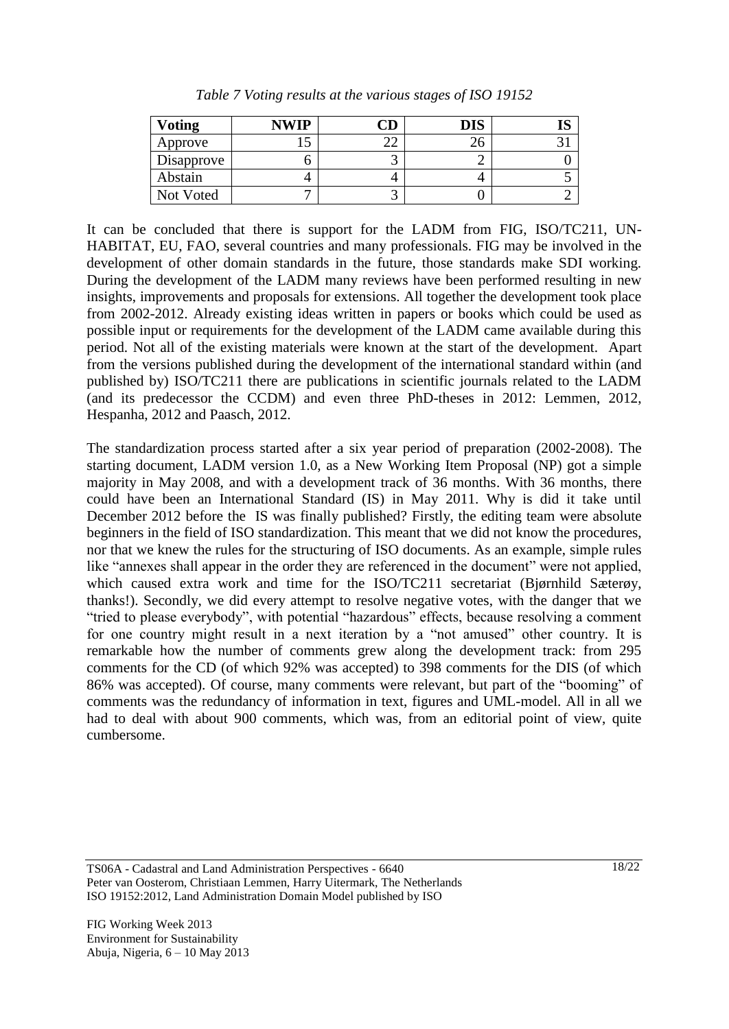*Table 7 Voting results at the various stages of ISO 19152*

| Voting | NWIP | CD | DIS | IS |
|---|---|---|---|---|
| Approve | 15 | 22 | 26 | 31 |
| Disapprove | 6 | 3 | 2 | 0 |
| Abstain | 4 | 4 | 4 | 5 |
| Not Voted | 7 | 3 | 0 | 2 |

It can be concluded that there is support for the LADM from FIG, ISO/TC211, UN-HABITAT, EU, FAO, several countries and many professionals. FIG may be involved in the development of other domain standards in the future, those standards make SDI working. During the development of the LADM many reviews have been performed resulting in new insights, improvements and proposals for extensions. All together the development took place from 2002-2012. Already existing ideas written in papers or books which could be used as possible input or requirements for the development of the LADM came available during this period. Not all of the existing materials were known at the start of the development. Apart from the versions published during the development of the international standard within (and published by) ISO/TC211 there are publications in scientific journals related to the LADM (and its predecessor the CCDM) and even three PhD-theses in 2012: Lemmen, 2012, Hespanha, 2012 and Paasch, 2012.

The standardization process started after a six year period of preparation (2002-2008). The starting document, LADM version 1.0, as a New Working Item Proposal (NP) got a simple majority in May 2008, and with a development track of 36 months. With 36 months, there could have been an International Standard (IS) in May 2011. Why is did it take until December 2012 before the IS was finally published? Firstly, the editing team were absolute beginners in the field of ISO standardization. This meant that we did not know the procedures, nor that we knew the rules for the structuring of ISO documents. As an example, simple rules like "annexes shall appear in the order they are referenced in the document" were not applied, which caused extra work and time for the ISO/TC211 secretariat (Bjørnhild Sæterøy, thanks!). Secondly, we did every attempt to resolve negative votes, with the danger that we "tried to please everybody", with potential "hazardous" effects, because resolving a comment for one country might result in a next iteration by a "not amused" other country. It is remarkable how the number of comments grew along the development track: from 295 comments for the CD (of which 92% was accepted) to 398 comments for the DIS (of which 86% was accepted). Of course, many comments were relevant, but part of the "booming" of comments was the redundancy of information in text, figures and UML-model. All in all we had to deal with about 900 comments, which was, from an editorial point of view, quite cumbersome.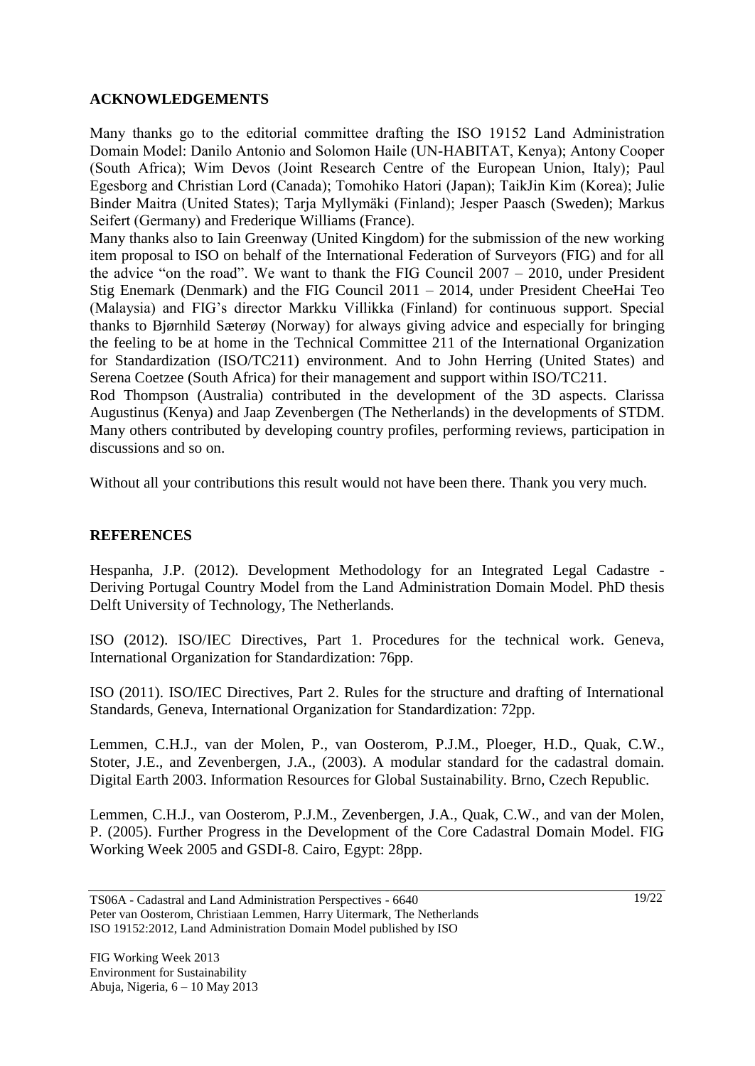## ACKNOWLEDGEMENTS

Many thanks go to the editorial committee drafting the ISO 19152 Land Administration Domain Model: Danilo Antonio and Solomon Haile (UN-HABITAT, Kenya); Antony Cooper (South Africa); Wim Devos (Joint Research Centre of the European Union, Italy); Paul Egesborg and Christian Lord (Canada); Tomohiko Hatori (Japan); TaikJin Kim (Korea); Julie Binder Maitra (United States); Tarja Myllymäki (Finland); Jesper Paasch (Sweden); Markus Seifert (Germany) and Frederique Williams (France).

Many thanks also to Iain Greenway (United Kingdom) for the submission of the new working item proposal to ISO on behalf of the International Federation of Surveyors (FIG) and for all the advice "on the road". We want to thank the FIG Council 2007 – 2010, under President Stig Enemark (Denmark) and the FIG Council 2011 – 2014, under President CheeHai Teo (Malaysia) and FIG's director Markku Villikka (Finland) for continuous support. Special thanks to Bjørnhild Sæterøy (Norway) for always giving advice and especially for bringing the feeling to be at home in the Technical Committee 211 of the International Organization for Standardization (ISO/TC211) environment. And to John Herring (United States) and Serena Coetzee (South Africa) for their management and support within ISO/TC211.

Rod Thompson (Australia) contributed in the development of the 3D aspects. Clarissa Augustinus (Kenya) and Jaap Zevenbergen (The Netherlands) in the developments of STDM. Many others contributed by developing country profiles, performing reviews, participation in discussions and so on.

Without all your contributions this result would not have been there. Thank you very much.

## REFERENCES

Hespanha, J.P. (2012). Development Methodology for an Integrated Legal Cadastre - Deriving Portugal Country Model from the Land Administration Domain Model. PhD thesis Delft University of Technology, The Netherlands.

ISO (2012). ISO/IEC Directives, Part 1. Procedures for the technical work. Geneva, International Organization for Standardization: 76pp.

ISO (2011). ISO/IEC Directives, Part 2. Rules for the structure and drafting of International Standards, Geneva, International Organization for Standardization: 72pp.

Lemmen, C.H.J., van der Molen, P., van Oosterom, P.J.M., Ploeger, H.D., Quak, C.W., Stoter, J.E., and Zevenbergen, J.A., (2003). A modular standard for the cadastral domain. Digital Earth 2003. Information Resources for Global Sustainability. Brno, Czech Republic.

Lemmen, C.H.J., van Oosterom, P.J.M., Zevenbergen, J.A., Quak, C.W., and van der Molen, P. (2005). Further Progress in the Development of the Core Cadastral Domain Model. FIG Working Week 2005 and GSDI-8. Cairo, Egypt: 28pp.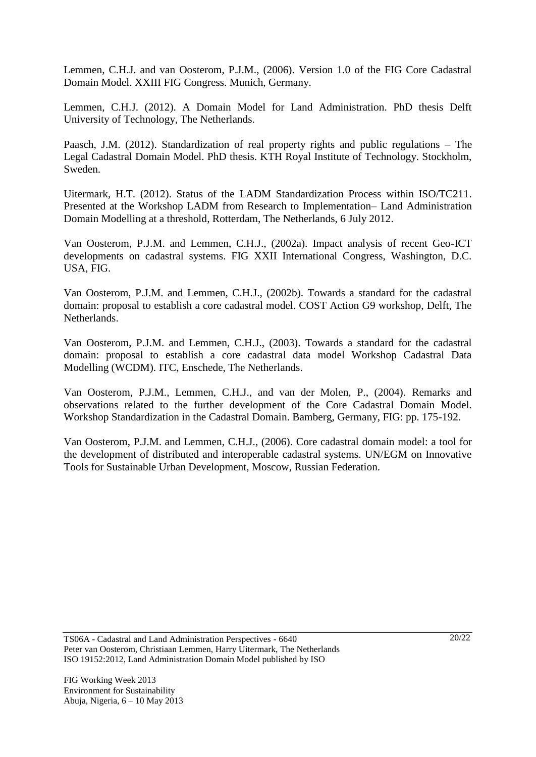Lemmen, C.H.J. and van Oosterom, P.J.M., (2006). Version 1.0 of the FIG Core Cadastral Domain Model. XXIII FIG Congress. Munich, Germany.

Lemmen, C.H.J. (2012). A Domain Model for Land Administration. PhD thesis Delft University of Technology, The Netherlands.

Paasch, J.M. (2012). Standardization of real property rights and public regulations – The Legal Cadastral Domain Model. PhD thesis. KTH Royal Institute of Technology. Stockholm, Sweden.

Uitermark, H.T. (2012). Status of the LADM Standardization Process within ISO/TC211. Presented at the Workshop LADM from Research to Implementation– Land Administration Domain Modelling at a threshold, Rotterdam, The Netherlands, 6 July 2012.

Van Oosterom, P.J.M. and Lemmen, C.H.J., (2002a). Impact analysis of recent Geo-ICT developments on cadastral systems. FIG XXII International Congress, Washington, D.C. USA, FIG.

Van Oosterom, P.J.M. and Lemmen, C.H.J., (2002b). Towards a standard for the cadastral domain: proposal to establish a core cadastral model. COST Action G9 workshop, Delft, The Netherlands.

Van Oosterom, P.J.M. and Lemmen, C.H.J., (2003). Towards a standard for the cadastral domain: proposal to establish a core cadastral data model Workshop Cadastral Data Modelling (WCDM). ITC, Enschede, The Netherlands.

Van Oosterom, P.J.M., Lemmen, C.H.J., and van der Molen, P., (2004). Remarks and observations related to the further development of the Core Cadastral Domain Model. Workshop Standardization in the Cadastral Domain. Bamberg, Germany, FIG: pp. 175-192.

Van Oosterom, P.J.M. and Lemmen, C.H.J., (2006). Core cadastral domain model: a tool for the development of distributed and interoperable cadastral systems. UN/EGM on Innovative Tools for Sustainable Urban Development, Moscow, Russian Federation.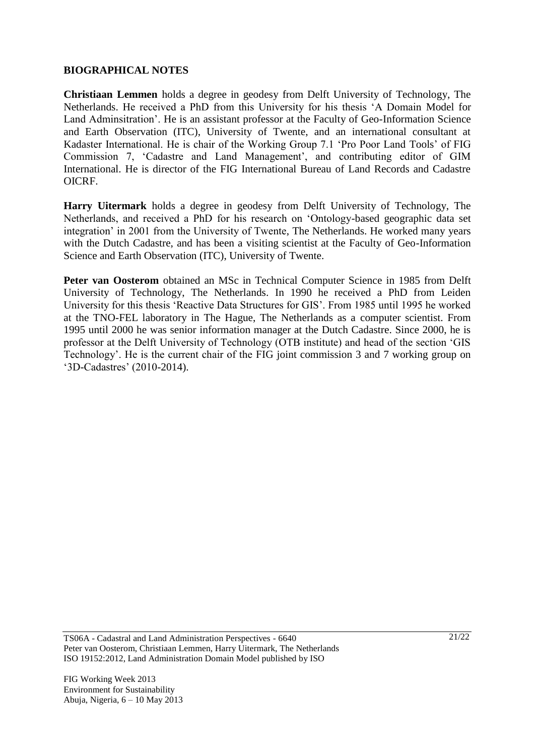## BIOGRAPHICAL NOTES

**Christiaan Lemmen** holds a degree in geodesy from Delft University of Technology, The Netherlands. He received a PhD from this University for his thesis 'A Domain Model for Land Adminsitration'. He is an assistant professor at the Faculty of Geo-Information Science and Earth Observation (ITC), University of Twente, and an international consultant at Kadaster International. He is chair of the Working Group 7.1 'Pro Poor Land Tools' of FIG Commission 7, 'Cadastre and Land Management', and contributing editor of GIM International. He is director of the FIG International Bureau of Land Records and Cadastre OICRF.

**Harry Uitermark** holds a degree in geodesy from Delft University of Technology, The Netherlands, and received a PhD for his research on 'Ontology-based geographic data set integration' in 2001 from the University of Twente, The Netherlands. He worked many years with the Dutch Cadastre, and has been a visiting scientist at the Faculty of Geo-Information Science and Earth Observation (ITC), University of Twente.

**Peter van Oosterom** obtained an MSc in Technical Computer Science in 1985 from Delft University of Technology, The Netherlands. In 1990 he received a PhD from Leiden University for this thesis 'Reactive Data Structures for GIS'. From 1985 until 1995 he worked at the TNO-FEL laboratory in The Hague, The Netherlands as a computer scientist. From 1995 until 2000 he was senior information manager at the Dutch Cadastre. Since 2000, he is professor at the Delft University of Technology (OTB institute) and head of the section 'GIS Technology'. He is the current chair of the FIG joint commission 3 and 7 working group on '3D-Cadastres' (2010-2014).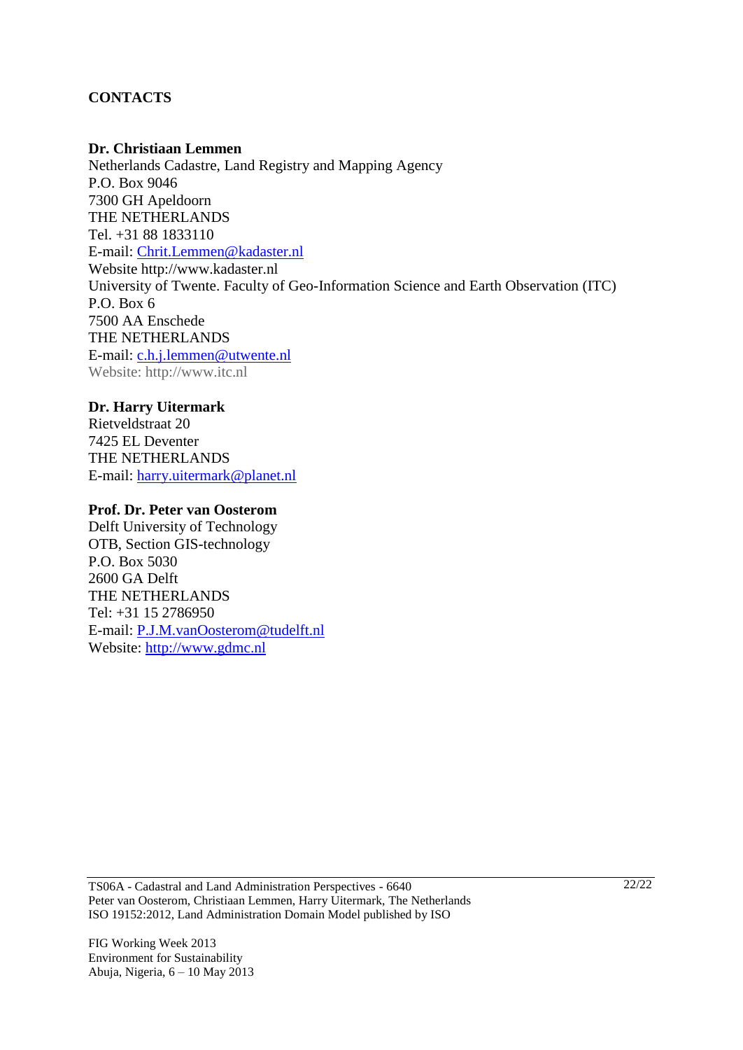## CONTACTS

**Dr. Christiaan Lemmen**
Netherlands Cadastre, Land Registry and Mapping Agency
P.O. Box 9046
7300 GH Apeldoorn
THE NETHERLANDS
Tel. +31 88 1833110
E-mail: Chrit.Lemmen@kadaster.nl
Website http://www.kadaster.nl
University of Twente. Faculty of Geo-Information Science and Earth Observation (ITC)
P.O. Box 6
7500 AA Enschede
THE NETHERLANDS
E-mail: c.h.j.lemmen@utwente.nl
Website: http://www.itc.nl

**Dr. Harry Uitermark**
Rietveldstraat 20
7425 EL Deventer
THE NETHERLANDS
E-mail: harry.uitermark@planet.nl

**Prof. Dr. Peter van Oosterom**
Delft University of Technology
OTB, Section GIS-technology
P.O. Box 5030
2600 GA Delft
THE NETHERLANDS
Tel: +31 15 2786950
E-mail: P.J.M.vanOosterom@tudelft.nl
Website: http://www.gdmc.nl